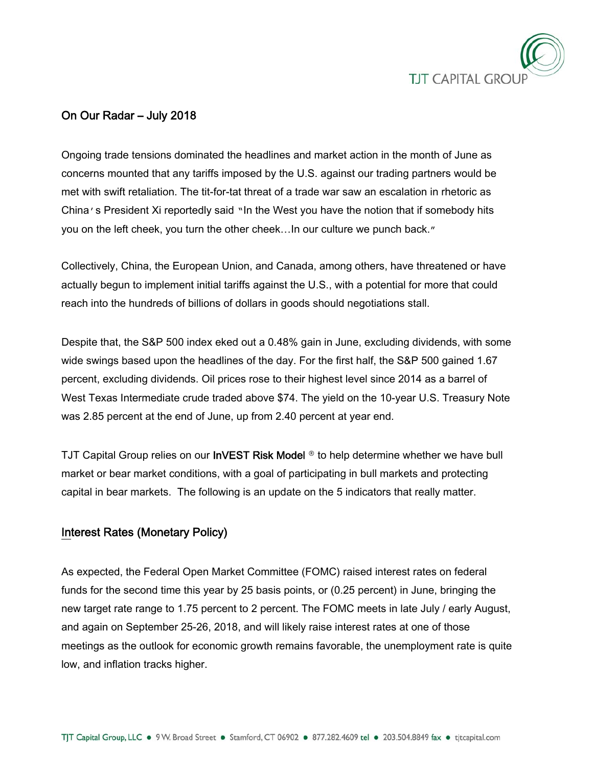# On Our Radar – July 2018

Ongoing trade tensions dominated the headlines and market action in the month of June as concerns mounted that any tariffs imposed by the U.S. against our trading partners would be met with swift retaliation. The tit-for-tat threat of a trade war saw an escalation in rhetoric as China's President Xi reportedly said "In the West you have the notion that if somebody hits you on the left cheek, you turn the other cheek…In our culture we punch back."

Collectively, China, the European Union, and Canada, among others, have threatened or have actually begun to implement initial tariffs against the U.S., with a potential for more that could reach into the hundreds of billions of dollars in goods should negotiations stall.

Despite that, the S&P 500 index eked out a 0.48% gain in June, excluding dividends, with some wide swings based upon the headlines of the day. For the first half, the S&P 500 gained 1.67 percent, excluding dividends. Oil prices rose to their highest level since 2014 as a barrel of West Texas Intermediate crude traded above $74. The yield on the 10-year U.S. Treasury Note was 2.85 percent at the end of June, up from 2.40 percent at year end.

TJT Capital Group relies on our **InVEST Risk Model** ® to help determine whether we have bull market or bear market conditions, with a goal of participating in bull markets and protecting capital in bear markets. The following is an update on the 5 indicators that really matter.

## Interest Rates (Monetary Policy)

As expected, the Federal Open Market Committee (FOMC) raised interest rates on federal funds for the second time this year by 25 basis points, or (0.25 percent) in June, bringing the new target rate range to 1.75 percent to 2 percent. The FOMC meets in late July / early August, and again on September 25-26, 2018, and will likely raise interest rates at one of those meetings as the outlook for economic growth remains favorable, the unemployment rate is quite low, and inflation tracks higher.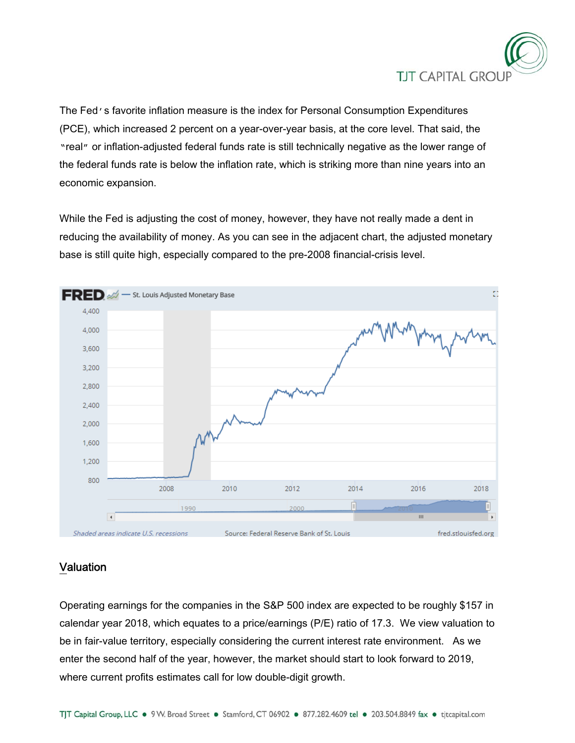The Fed's favorite inflation measure is the index for Personal Consumption Expenditures (PCE), which increased 2 percent on a year-over-year basis, at the core level. That said, the "real" or inflation-adjusted federal funds rate is still technically negative as the lower range of the federal funds rate is below the inflation rate, which is striking more than nine years into an economic expansion.

While the Fed is adjusting the cost of money, however, they have not really made a dent in reducing the availability of money. As you can see in the adjacent chart, the adjusted monetary base is still quite high, especially compared to the pre-2008 financial-crisis level.

## Valuation

Operating earnings for the companies in the S&P 500 index are expected to be roughly $157 in calendar year 2018, which equates to a price/earnings (P/E) ratio of 17.3. We view valuation to be in fair-value territory, especially considering the current interest rate environment. As we enter the second half of the year, however, the market should start to look forward to 2019, where current profits estimates call for low double-digit growth.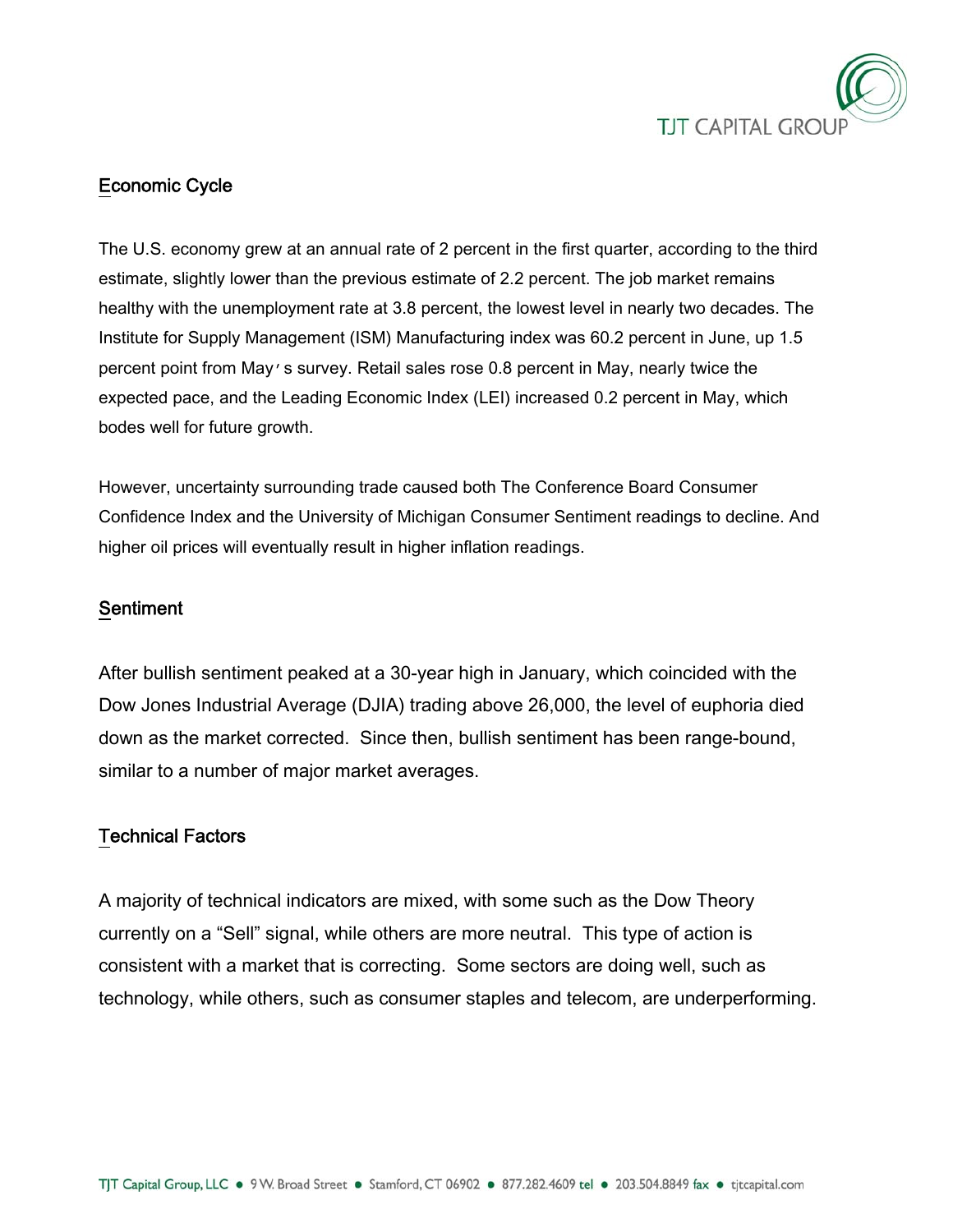## Economic Cycle

The U.S. economy grew at an annual rate of 2 percent in the first quarter, according to the third estimate, slightly lower than the previous estimate of 2.2 percent. The job market remains healthy with the unemployment rate at 3.8 percent, the lowest level in nearly two decades. The Institute for Supply Management (ISM) Manufacturing index was 60.2 percent in June, up 1.5 percent point from May's survey. Retail sales rose 0.8 percent in May, nearly twice the expected pace, and the Leading Economic Index (LEI) increased 0.2 percent in May, which bodes well for future growth.

However, uncertainty surrounding trade caused both The Conference Board Consumer Confidence Index and the University of Michigan Consumer Sentiment readings to decline. And higher oil prices will eventually result in higher inflation readings.

## Sentiment

After bullish sentiment peaked at a 30-year high in January, which coincided with the Dow Jones Industrial Average (DJIA) trading above 26,000, the level of euphoria died down as the market corrected. Since then, bullish sentiment has been range-bound, similar to a number of major market averages.

## Technical Factors

A majority of technical indicators are mixed, with some such as the Dow Theory currently on a "Sell" signal, while others are more neutral. This type of action is consistent with a market that is correcting. Some sectors are doing well, such as technology, while others, such as consumer staples and telecom, are underperforming.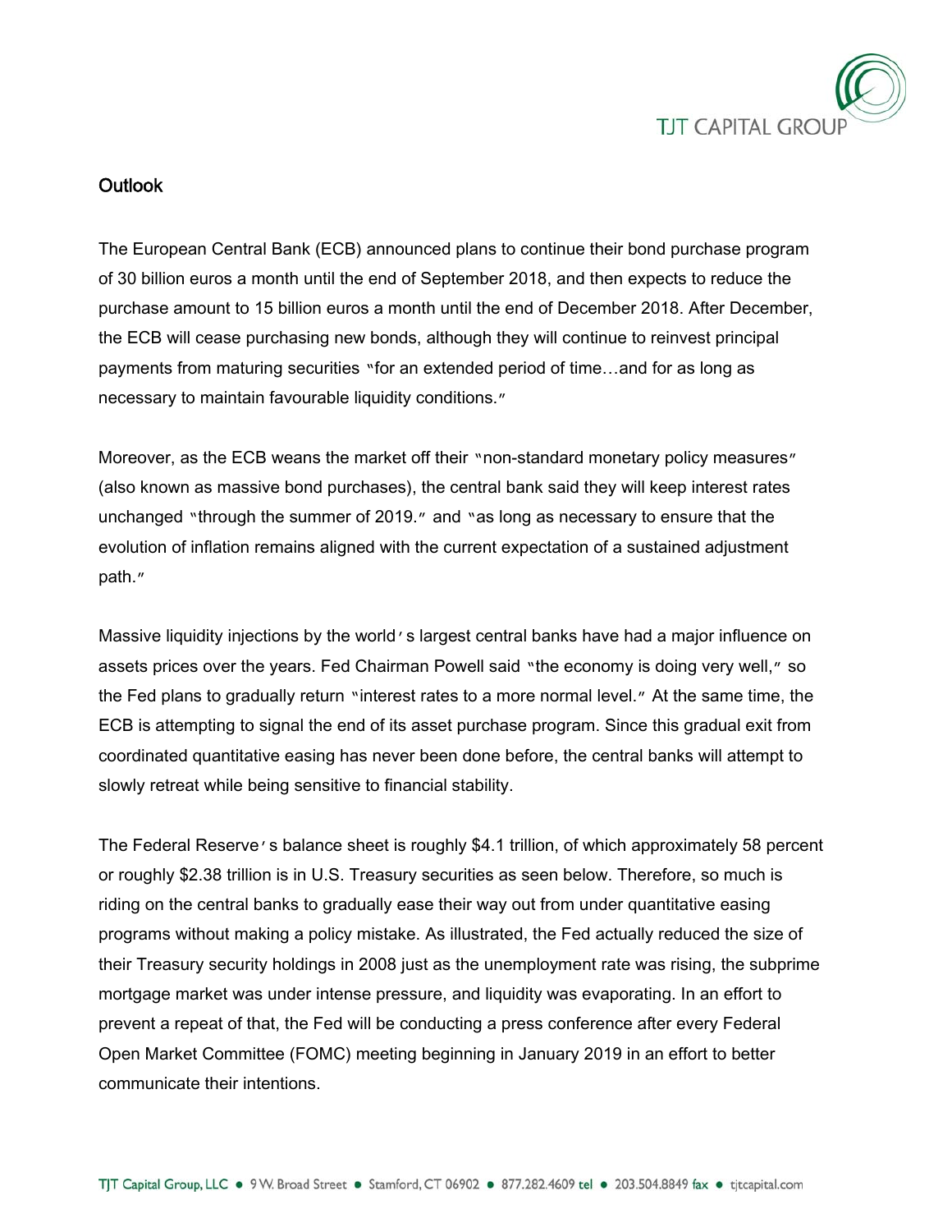## Outlook

The European Central Bank (ECB) announced plans to continue their bond purchase program of 30 billion euros a month until the end of September 2018, and then expects to reduce the purchase amount to 15 billion euros a month until the end of December 2018. After December, the ECB will cease purchasing new bonds, although they will continue to reinvest principal payments from maturing securities "for an extended period of time…and for as long as necessary to maintain favourable liquidity conditions."

Moreover, as the ECB weans the market off their "non-standard monetary policy measures" (also known as massive bond purchases), the central bank said they will keep interest rates unchanged "through the summer of 2019." and "as long as necessary to ensure that the evolution of inflation remains aligned with the current expectation of a sustained adjustment path."

Massive liquidity injections by the world's largest central banks have had a major influence on assets prices over the years. Fed Chairman Powell said "the economy is doing very well," so the Fed plans to gradually return "interest rates to a more normal level." At the same time, the ECB is attempting to signal the end of its asset purchase program. Since this gradual exit from coordinated quantitative easing has never been done before, the central banks will attempt to slowly retreat while being sensitive to financial stability.

The Federal Reserve's balance sheet is roughly $4.1 trillion, of which approximately 58 percent or roughly $2.38 trillion is in U.S. Treasury securities as seen below. Therefore, so much is riding on the central banks to gradually ease their way out from under quantitative easing programs without making a policy mistake. As illustrated, the Fed actually reduced the size of their Treasury security holdings in 2008 just as the unemployment rate was rising, the subprime mortgage market was under intense pressure, and liquidity was evaporating. In an effort to prevent a repeat of that, the Fed will be conducting a press conference after every Federal Open Market Committee (FOMC) meeting beginning in January 2019 in an effort to better communicate their intentions.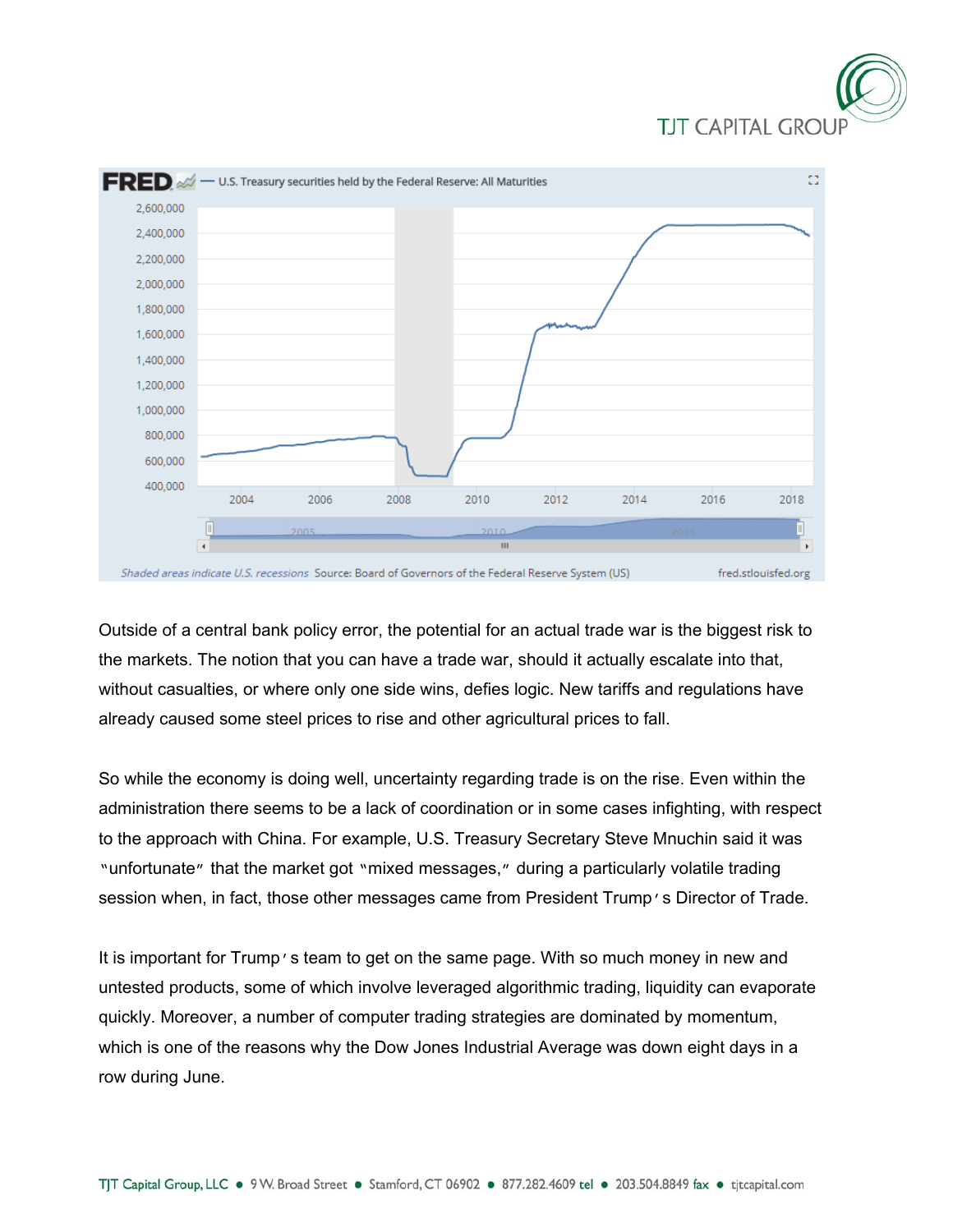Outside of a central bank policy error, the potential for an actual trade war is the biggest risk to the markets. The notion that you can have a trade war, should it actually escalate into that, without casualties, or where only one side wins, defies logic. New tariffs and regulations have already caused some steel prices to rise and other agricultural prices to fall.

So while the economy is doing well, uncertainty regarding trade is on the rise. Even within the administration there seems to be a lack of coordination or in some cases infighting, with respect to the approach with China. For example, U.S. Treasury Secretary Steve Mnuchin said it was "unfortunate" that the market got "mixed messages," during a particularly volatile trading session when, in fact, those other messages came from President Trump's Director of Trade.

It is important for Trump's team to get on the same page. With so much money in new and untested products, some of which involve leveraged algorithmic trading, liquidity can evaporate quickly. Moreover, a number of computer trading strategies are dominated by momentum, which is one of the reasons why the Dow Jones Industrial Average was down eight days in a row during June.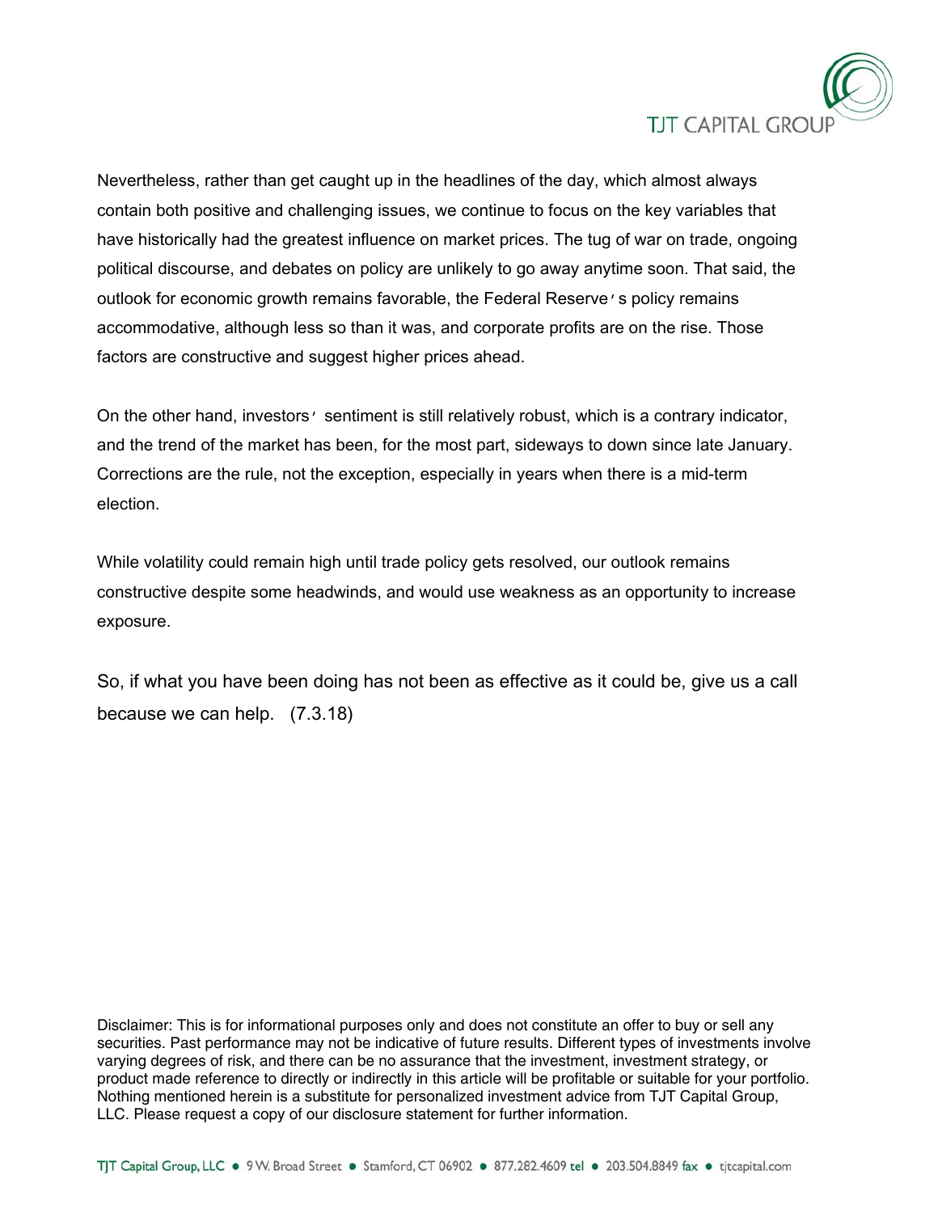Nevertheless, rather than get caught up in the headlines of the day, which almost always contain both positive and challenging issues, we continue to focus on the key variables that have historically had the greatest influence on market prices. The tug of war on trade, ongoing political discourse, and debates on policy are unlikely to go away anytime soon. That said, the outlook for economic growth remains favorable, the Federal Reserve's policy remains accommodative, although less so than it was, and corporate profits are on the rise. Those factors are constructive and suggest higher prices ahead.

On the other hand, investors' sentiment is still relatively robust, which is a contrary indicator, and the trend of the market has been, for the most part, sideways to down since late January. Corrections are the rule, not the exception, especially in years when there is a mid-term election.

While volatility could remain high until trade policy gets resolved, our outlook remains constructive despite some headwinds, and would use weakness as an opportunity to increase exposure.

So, if what you have been doing has not been as effective as it could be, give us a call because we can help. (7.3.18)

Disclaimer: This is for informational purposes only and does not constitute an offer to buy or sell any securities. Past performance may not be indicative of future results. Different types of investments involve varying degrees of risk, and there can be no assurance that the investment, investment strategy, or product made reference to directly or indirectly in this article will be profitable or suitable for your portfolio. Nothing mentioned herein is a substitute for personalized investment advice from TJT Capital Group, LLC. Please request a copy of our disclosure statement for further information.